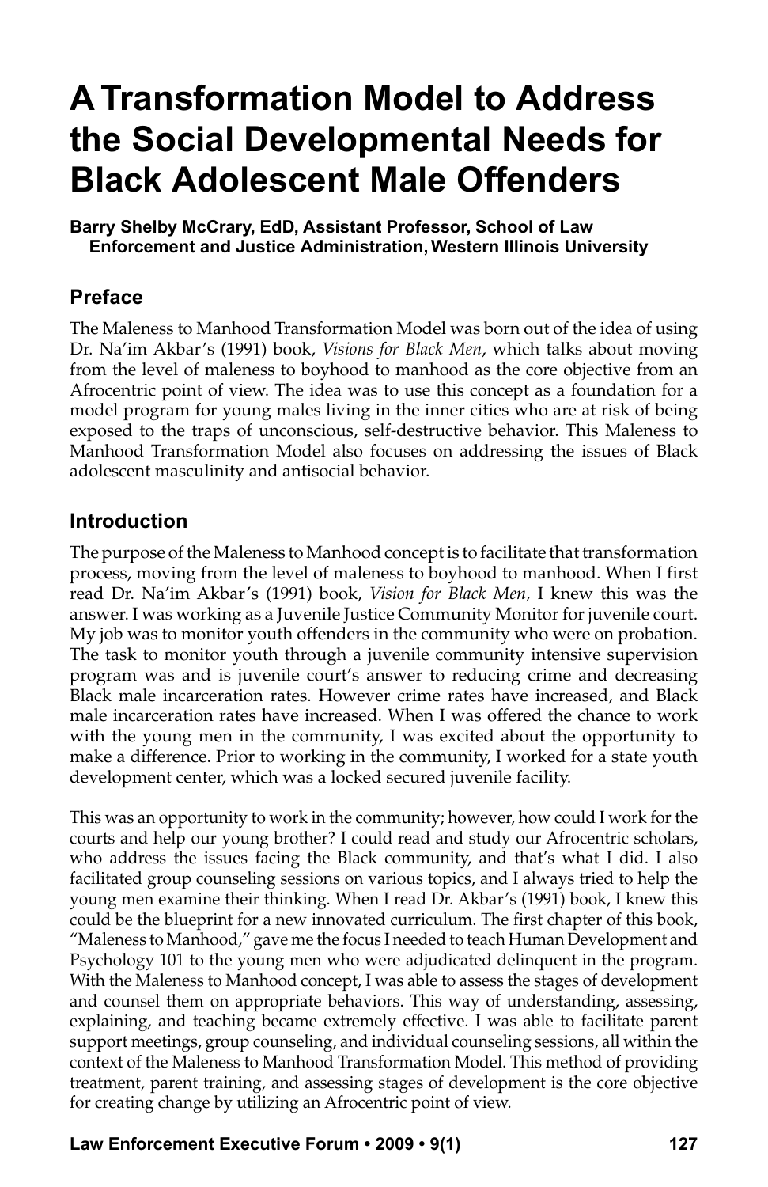# A Transformation Model to Address the Social Developmental Needs for Black Adolescent Male Offenders

**Barry Shelby McCrary, EdD, Assistant Professor, School of Law Enforcement and Justice Administration, Western Illinois University**

## Preface

The Maleness to Manhood Transformation Model was born out of the idea of using Dr. Na'im Akbar's (1991) book, *Visions for Black Men*, which talks about moving from the level of maleness to boyhood to manhood as the core objective from an Afrocentric point of view. The idea was to use this concept as a foundation for a model program for young males living in the inner cities who are at risk of being exposed to the traps of unconscious, self-destructive behavior. This Maleness to Manhood Transformation Model also focuses on addressing the issues of Black adolescent masculinity and antisocial behavior.

## Introduction

The purpose of the Maleness to Manhood concept is to facilitate that transformation process, moving from the level of maleness to boyhood to manhood. When I first read Dr. Na'im Akbar's (1991) book, *Vision for Black Men,* I knew this was the answer. I was working as a Juvenile Justice Community Monitor for juvenile court. My job was to monitor youth offenders in the community who were on probation. The task to monitor youth through a juvenile community intensive supervision program was and is juvenile court's answer to reducing crime and decreasing Black male incarceration rates. However crime rates have increased, and Black male incarceration rates have increased. When I was offered the chance to work with the young men in the community, I was excited about the opportunity to make a difference. Prior to working in the community, I worked for a state youth development center, which was a locked secured juvenile facility.

This was an opportunity to work in the community; however, how could I work for the courts and help our young brother? I could read and study our Afrocentric scholars, who address the issues facing the Black community, and that's what I did. I also facilitated group counseling sessions on various topics, and I always tried to help the young men examine their thinking. When I read Dr. Akbar's (1991) book, I knew this could be the blueprint for a new innovated curriculum. The first chapter of this book, "Maleness to Manhood," gave me the focus I needed to teach Human Development and Psychology 101 to the young men who were adjudicated delinquent in the program. With the Maleness to Manhood concept, I was able to assess the stages of development and counsel them on appropriate behaviors. This way of understanding, assessing, explaining, and teaching became extremely effective. I was able to facilitate parent support meetings, group counseling, and individual counseling sessions, all within the context of the Maleness to Manhood Transformation Model. This method of providing treatment, parent training, and assessing stages of development is the core objective for creating change by utilizing an Afrocentric point of view.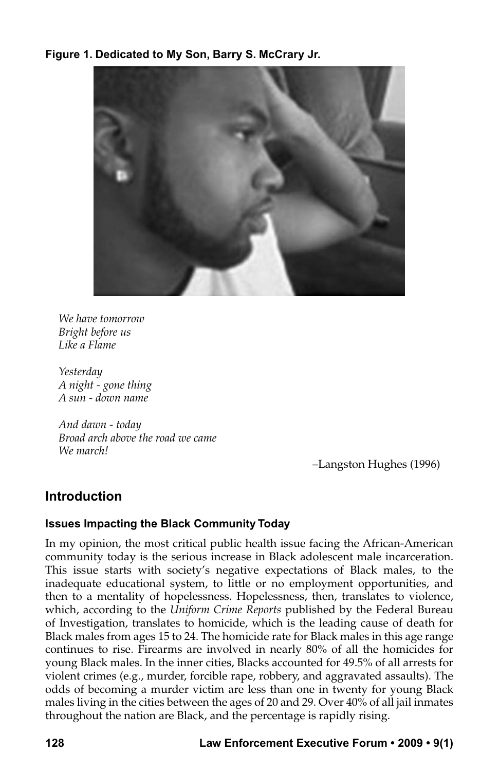**Figure 1. Dedicated to My Son, Barry S. McCrary Jr.**

*We have tomorrow*
*Bright before us*
*Like a Flame*

*Yesterday*
*A night - gone thing*
*A sun - down name*

*And dawn - today*
*Broad arch above the road we came*
*We march!*

–Langston Hughes (1996)

## Introduction

### Issues Impacting the Black Community Today

In my opinion, the most critical public health issue facing the African-American community today is the serious increase in Black adolescent male incarceration. This issue starts with society's negative expectations of Black males, to the inadequate educational system, to little or no employment opportunities, and then to a mentality of hopelessness. Hopelessness, then, translates to violence, which, according to the *Uniform Crime Reports* published by the Federal Bureau of Investigation, translates to homicide, which is the leading cause of death for Black males from ages 15 to 24. The homicide rate for Black males in this age range continues to rise. Firearms are involved in nearly 80% of all the homicides for young Black males. In the inner cities, Blacks accounted for 49.5% of all arrests for violent crimes (e.g., murder, forcible rape, robbery, and aggravated assaults). The odds of becoming a murder victim are less than one in twenty for young Black males living in the cities between the ages of 20 and 29. Over 40% of all jail inmates throughout the nation are Black, and the percentage is rapidly rising.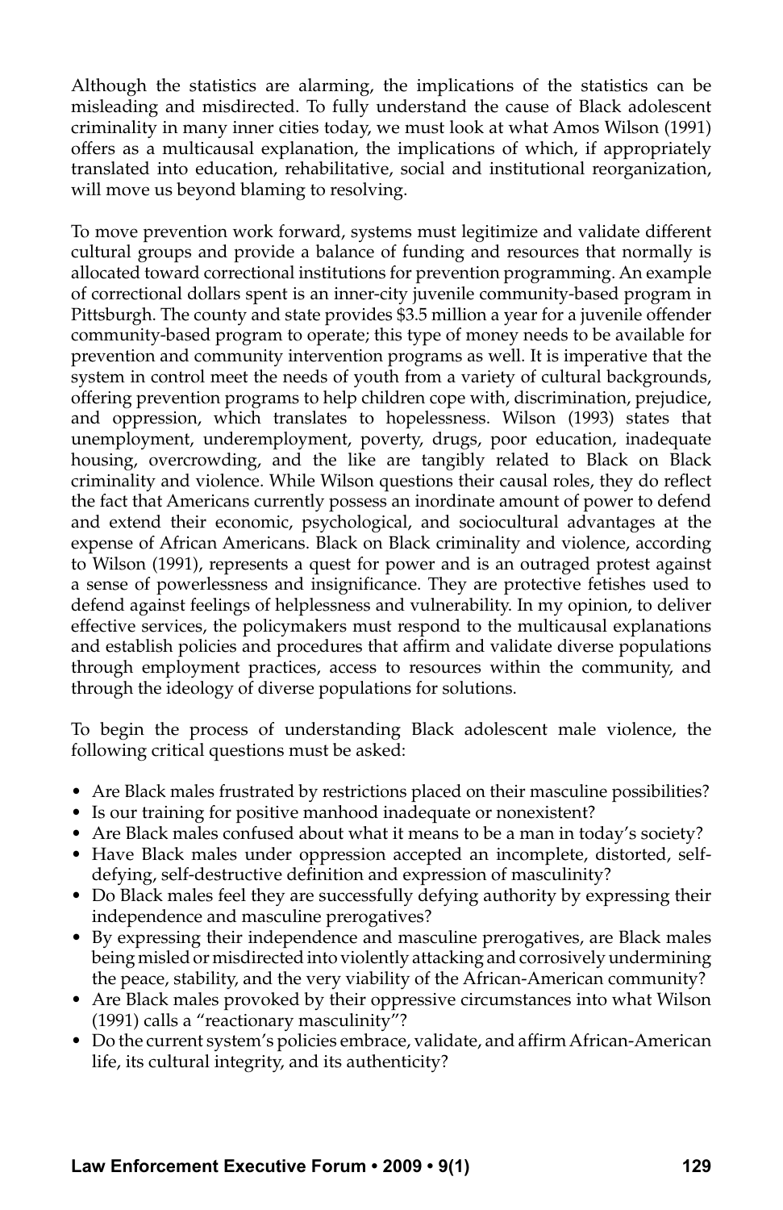Although the statistics are alarming, the implications of the statistics can be misleading and misdirected. To fully understand the cause of Black adolescent criminality in many inner cities today, we must look at what Amos Wilson (1991) offers as a multicausal explanation, the implications of which, if appropriately translated into education, rehabilitative, social and institutional reorganization, will move us beyond blaming to resolving.

To move prevention work forward, systems must legitimize and validate different cultural groups and provide a balance of funding and resources that normally is allocated toward correctional institutions for prevention programming. An example of correctional dollars spent is an inner-city juvenile community-based program in Pittsburgh. The county and state provides $3.5 million a year for a juvenile offender community-based program to operate; this type of money needs to be available for prevention and community intervention programs as well. It is imperative that the system in control meet the needs of youth from a variety of cultural backgrounds, offering prevention programs to help children cope with, discrimination, prejudice, and oppression, which translates to hopelessness. Wilson (1993) states that unemployment, underemployment, poverty, drugs, poor education, inadequate housing, overcrowding, and the like are tangibly related to Black on Black criminality and violence. While Wilson questions their causal roles, they do reflect the fact that Americans currently possess an inordinate amount of power to defend and extend their economic, psychological, and sociocultural advantages at the expense of African Americans. Black on Black criminality and violence, according to Wilson (1991), represents a quest for power and is an outraged protest against a sense of powerlessness and insignificance. They are protective fetishes used to defend against feelings of helplessness and vulnerability. In my opinion, to deliver effective services, the policymakers must respond to the multicausal explanations and establish policies and procedures that affirm and validate diverse populations through employment practices, access to resources within the community, and through the ideology of diverse populations for solutions.

To begin the process of understanding Black adolescent male violence, the following critical questions must be asked:

- Are Black males frustrated by restrictions placed on their masculine possibilities?
- Is our training for positive manhood inadequate or nonexistent?
- Are Black males confused about what it means to be a man in today's society?
- Have Black males under oppression accepted an incomplete, distorted, self-defying, self-destructive definition and expression of masculinity?
- Do Black males feel they are successfully defying authority by expressing their independence and masculine prerogatives?
- By expressing their independence and masculine prerogatives, are Black males being misled or misdirected into violently attacking and corrosively undermining the peace, stability, and the very viability of the African-American community?
- Are Black males provoked by their oppressive circumstances into what Wilson (1991) calls a "reactionary masculinity"?
- Do the current system's policies embrace, validate, and affirm African-American life, its cultural integrity, and its authenticity?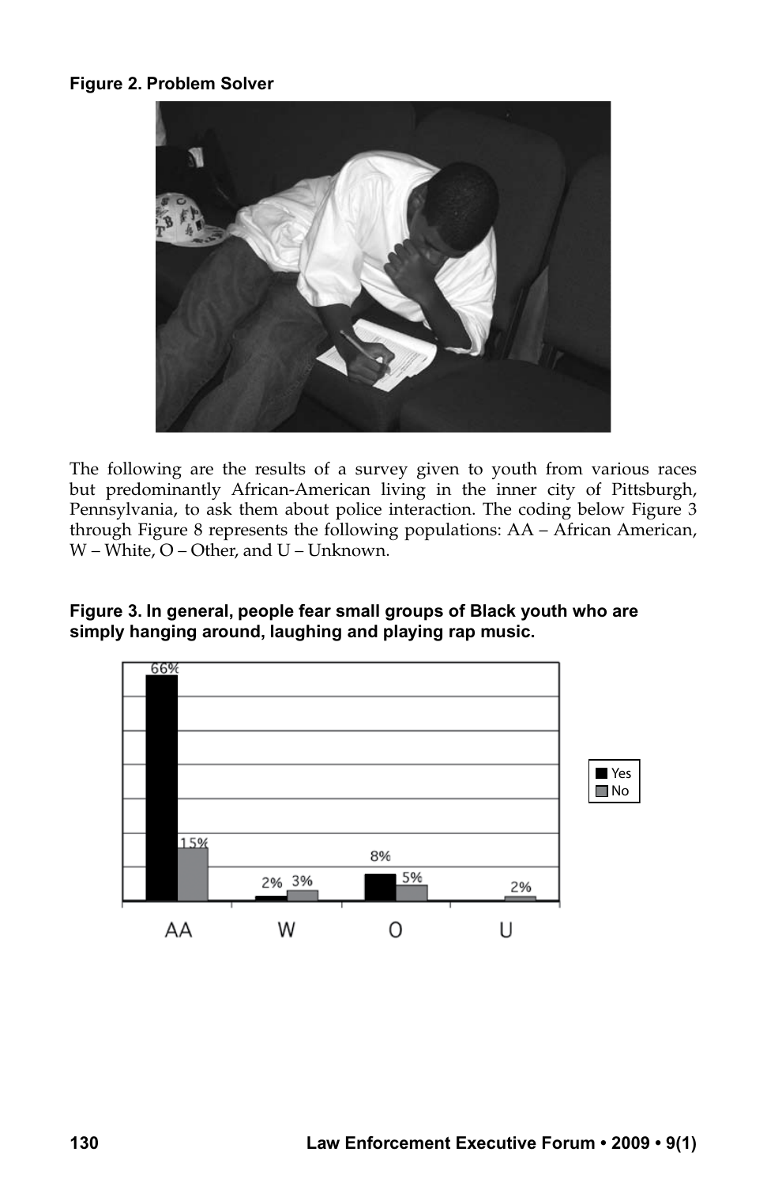**Figure 2. Problem Solver**

The following are the results of a survey given to youth from various races but predominantly African-American living in the inner city of Pittsburgh, Pennsylvania, to ask them about police interaction. The coding below Figure 3 through Figure 8 represents the following populations: AA – African American, W – White, O – Other, and U – Unknown.

**Figure 3. In general, people fear small groups of Black youth who are simply hanging around, laughing and playing rap music.**

| | AA | W | O | U |
|---|---|---|---|---|
| Yes | 66% | 2% | 8% | |
| No | 15% | 3% | 5% | 2% |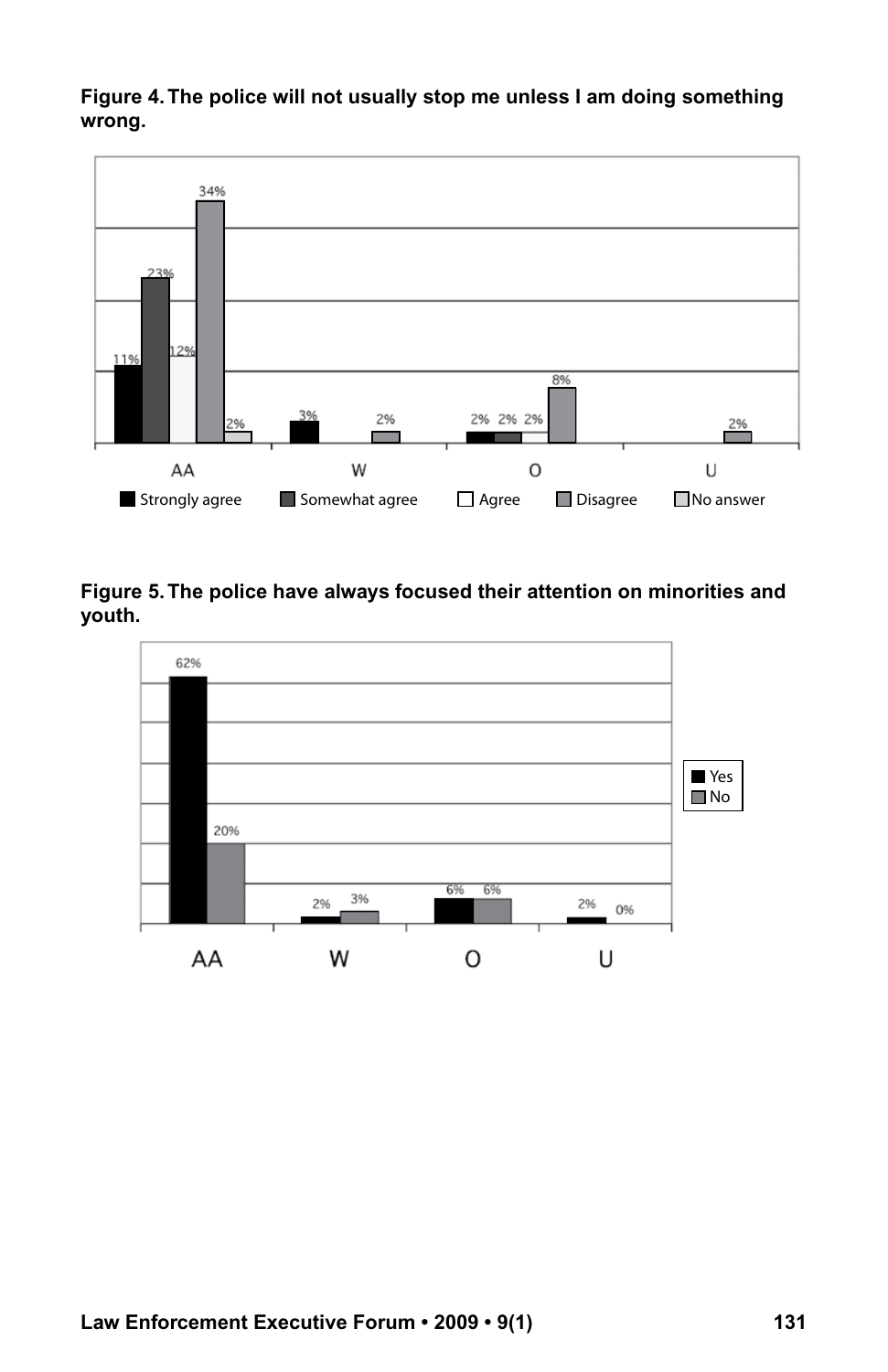**Figure 4. The police will not usually stop me unless I am doing something wrong.**

**Figure 5. The police have always focused their attention on minorities and youth.**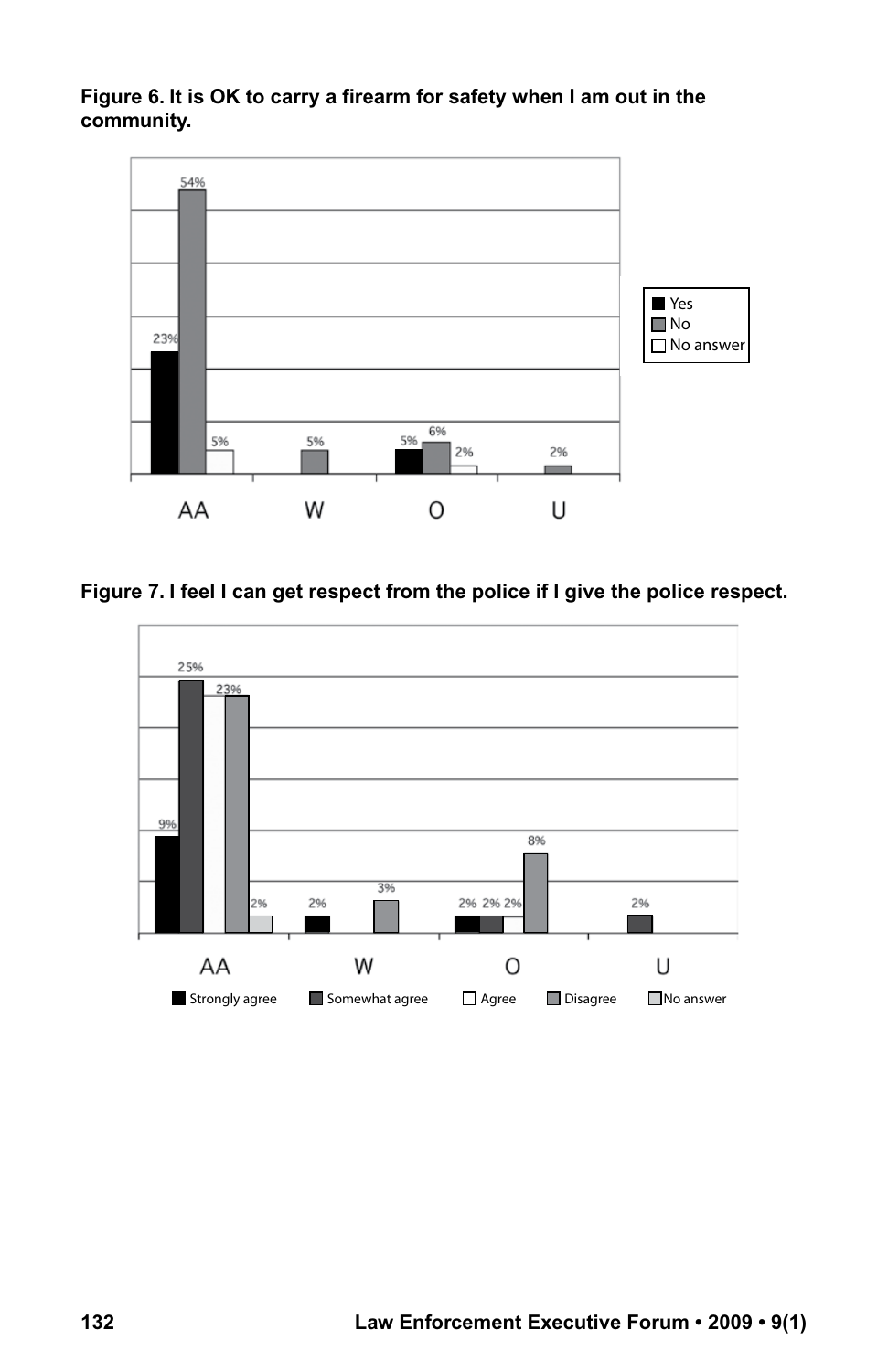**Figure 6. It is OK to carry a firearm for safety when I am out in the community.**

**Figure 7. I feel I can get respect from the police if I give the police respect.**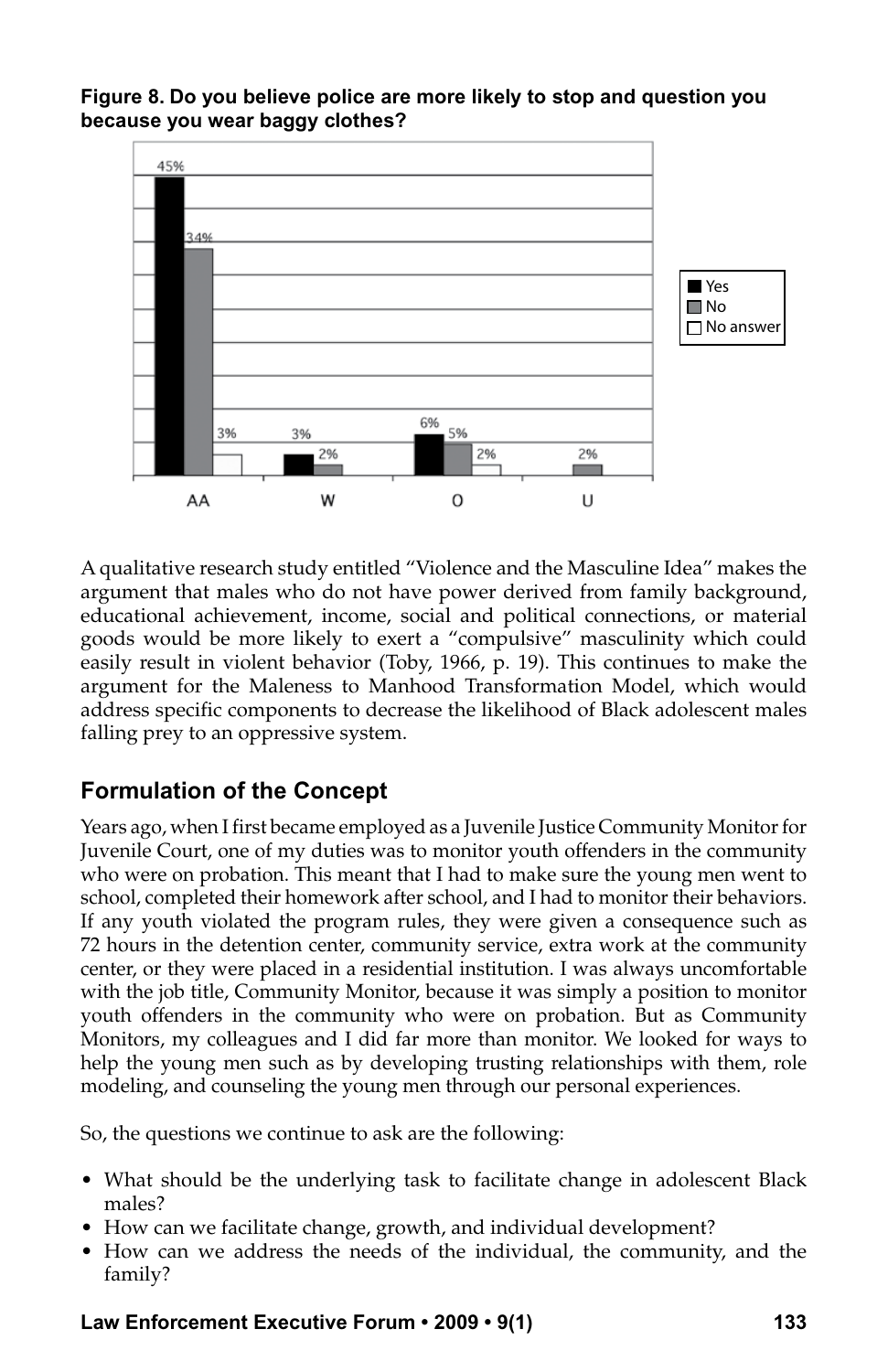**Figure 8. Do you believe police are more likely to stop and question you because you wear baggy clothes?**

| | Yes | No | No answer |
|---|---|---|---|
| AA | 45% | 34% | 3% |
| W | 3% | 2% | |
| O | 6% | 5% | 2% |
| U | | 2% | |

A qualitative research study entitled "Violence and the Masculine Idea" makes the argument that males who do not have power derived from family background, educational achievement, income, social and political connections, or material goods would be more likely to exert a "compulsive" masculinity which could easily result in violent behavior (Toby, 1966, p. 19). This continues to make the argument for the Maleness to Manhood Transformation Model, which would address specific components to decrease the likelihood of Black adolescent males falling prey to an oppressive system.

## Formulation of the Concept

Years ago, when I first became employed as a Juvenile Justice Community Monitor for Juvenile Court, one of my duties was to monitor youth offenders in the community who were on probation. This meant that I had to make sure the young men went to school, completed their homework after school, and I had to monitor their behaviors. If any youth violated the program rules, they were given a consequence such as 72 hours in the detention center, community service, extra work at the community center, or they were placed in a residential institution. I was always uncomfortable with the job title, Community Monitor, because it was simply a position to monitor youth offenders in the community who were on probation. But as Community Monitors, my colleagues and I did far more than monitor. We looked for ways to help the young men such as by developing trusting relationships with them, role modeling, and counseling the young men through our personal experiences.

So, the questions we continue to ask are the following:

- What should be the underlying task to facilitate change in adolescent Black males?
- How can we facilitate change, growth, and individual development?
- How can we address the needs of the individual, the community, and the family?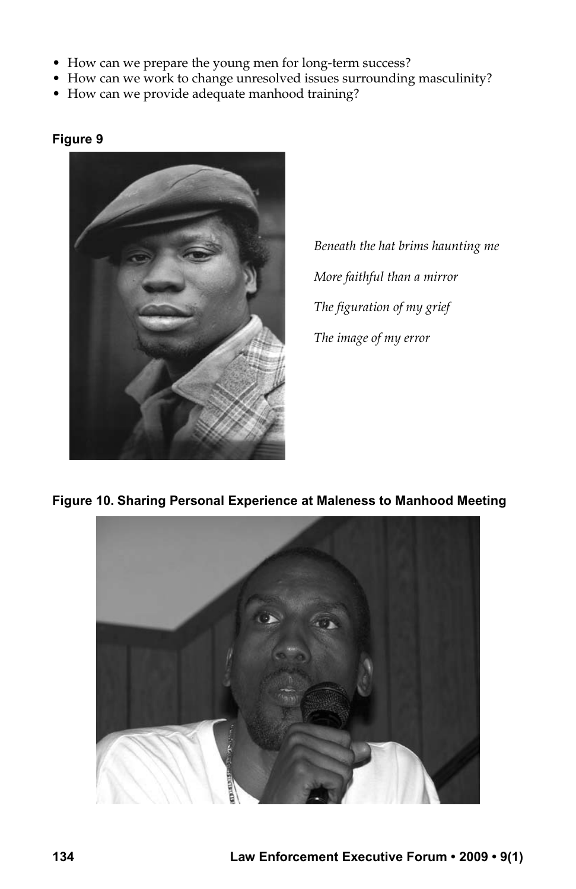- How can we prepare the young men for long-term success?
- How can we work to change unresolved issues surrounding masculinity?
- How can we provide adequate manhood training?

**Figure 9**

*Beneath the hat brims haunting me*

*More faithful than a mirror*

*The figuration of my grief*

*The image of my error*

**Figure 10. Sharing Personal Experience at Maleness to Manhood Meeting**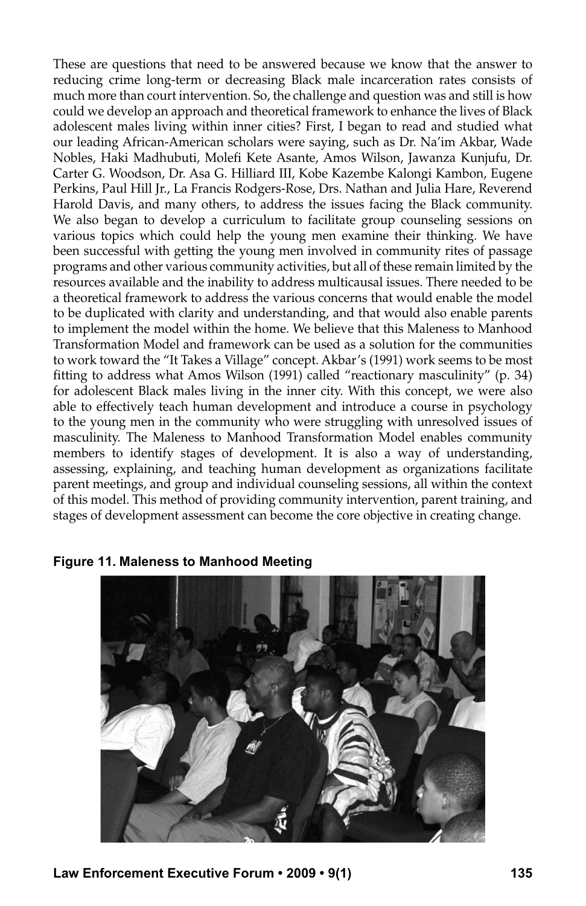These are questions that need to be answered because we know that the answer to reducing crime long-term or decreasing Black male incarceration rates consists of much more than court intervention. So, the challenge and question was and still is how could we develop an approach and theoretical framework to enhance the lives of Black adolescent males living within inner cities? First, I began to read and studied what our leading African-American scholars were saying, such as Dr. Na'im Akbar, Wade Nobles, Haki Madhubuti, Molefi Kete Asante, Amos Wilson, Jawanza Kunjufu, Dr. Carter G. Woodson, Dr. Asa G. Hilliard III, Kobe Kazembe Kalongi Kambon, Eugene Perkins, Paul Hill Jr., La Francis Rodgers-Rose, Drs. Nathan and Julia Hare, Reverend Harold Davis, and many others, to address the issues facing the Black community. We also began to develop a curriculum to facilitate group counseling sessions on various topics which could help the young men examine their thinking. We have been successful with getting the young men involved in community rites of passage programs and other various community activities, but all of these remain limited by the resources available and the inability to address multicausal issues. There needed to be a theoretical framework to address the various concerns that would enable the model to be duplicated with clarity and understanding, and that would also enable parents to implement the model within the home. We believe that this Maleness to Manhood Transformation Model and framework can be used as a solution for the communities to work toward the "It Takes a Village" concept. Akbar's (1991) work seems to be most fitting to address what Amos Wilson (1991) called "reactionary masculinity" (p. 34) for adolescent Black males living in the inner city. With this concept, we were also able to effectively teach human development and introduce a course in psychology to the young men in the community who were struggling with unresolved issues of masculinity. The Maleness to Manhood Transformation Model enables community members to identify stages of development. It is also a way of understanding, assessing, explaining, and teaching human development as organizations facilitate parent meetings, and group and individual counseling sessions, all within the context of this model. This method of providing community intervention, parent training, and stages of development assessment can become the core objective in creating change.

**Figure 11. Maleness to Manhood Meeting**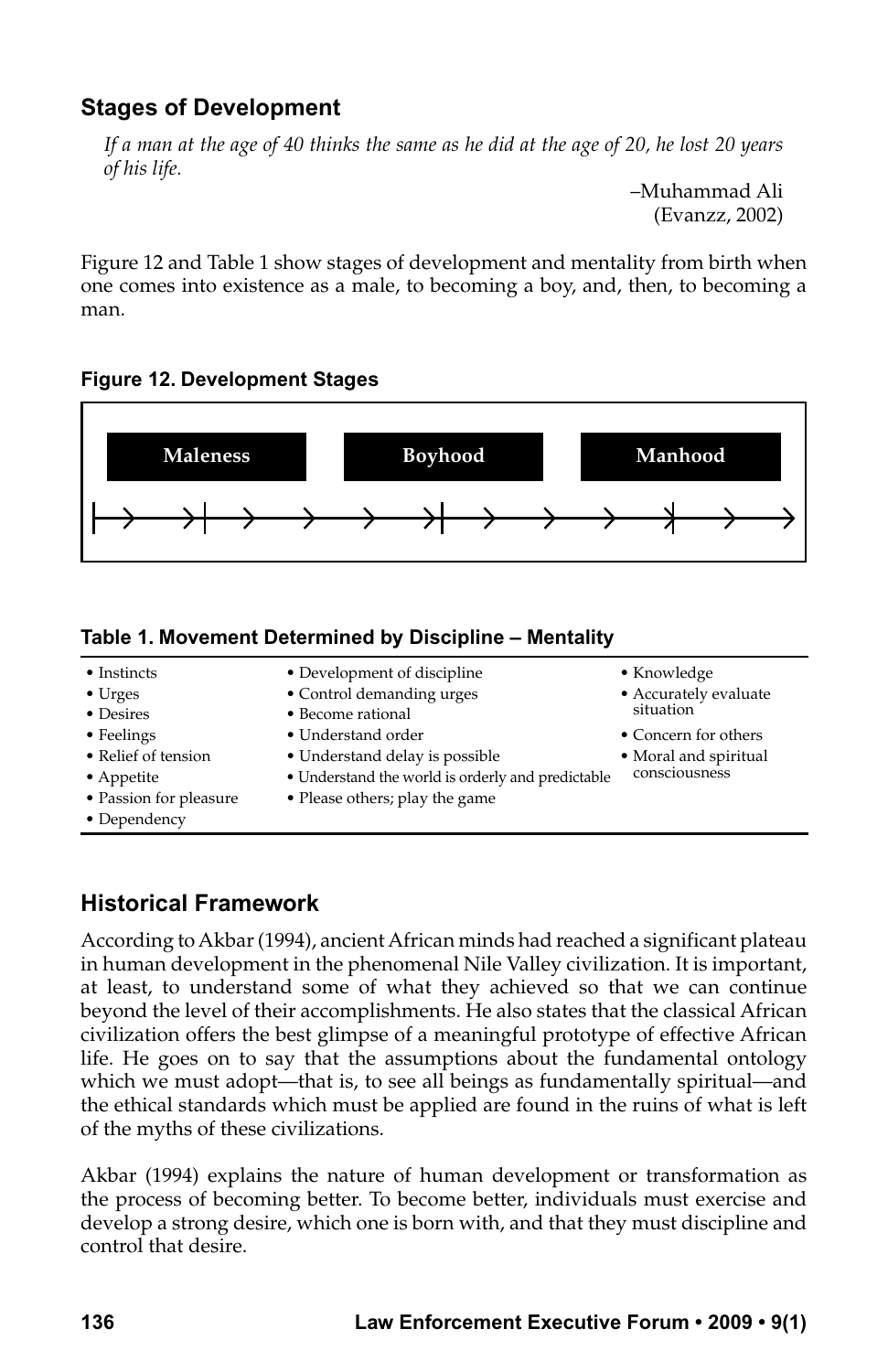## Stages of Development

> *If a man at the age of 40 thinks the same as he did at the age of 20, he lost 20 years of his life.*
>
> –Muhammad Ali (Evanzz, 2002)

Figure 12 and Table 1 show stages of development and mentality from birth when one comes into existence as a male, to becoming a boy, and, then, to becoming a man.

**Figure 12. Development Stages**

| Maleness | Boyhood | Manhood |
|---|---|---|

**Table 1. Movement Determined by Discipline – Mentality**

| | | |
|---|---|---|
| • Instincts | • Development of discipline | • Knowledge |
| • Urges | • Control demanding urges | • Accurately evaluate situation |
| • Desires | • Become rational | • Concern for others |
| • Feelings | • Understand order | • Moral and spiritual consciousness |
| • Relief of tension | • Understand delay is possible | |
| • Appetite | • Understand the world is orderly and predictable | |
| • Passion for pleasure | • Please others; play the game | |
| • Dependency | | |

## Historical Framework

According to Akbar (1994), ancient African minds had reached a significant plateau in human development in the phenomenal Nile Valley civilization. It is important, at least, to understand some of what they achieved so that we can continue beyond the level of their accomplishments. He also states that the classical African civilization offers the best glimpse of a meaningful prototype of effective African life. He goes on to say that the assumptions about the fundamental ontology which we must adopt—that is, to see all beings as fundamentally spiritual—and the ethical standards which must be applied are found in the ruins of what is left of the myths of these civilizations.

Akbar (1994) explains the nature of human development or transformation as the process of becoming better. To become better, individuals must exercise and develop a strong desire, which one is born with, and that they must discipline and control that desire.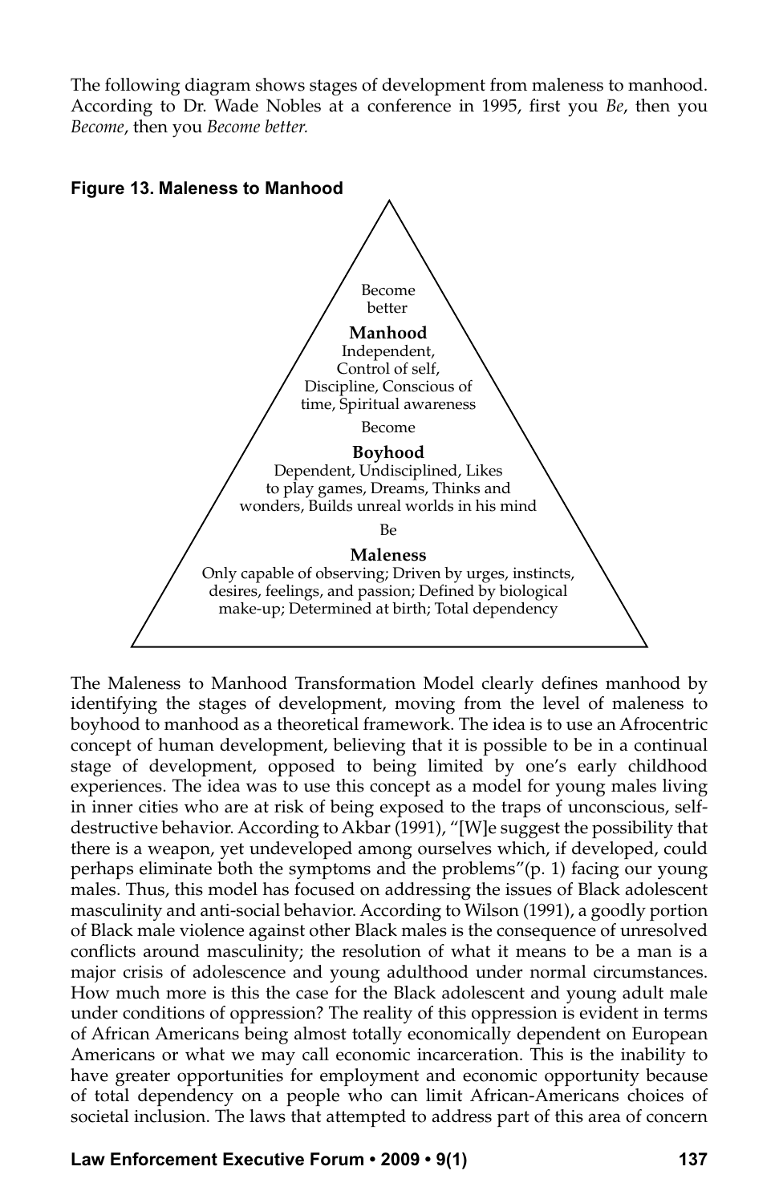The following diagram shows stages of development from maleness to manhood. According to Dr. Wade Nobles at a conference in 1995, first you *Be*, then you *Become*, then you *Become better.*

**Figure 13. Maleness to Manhood**

Become better

**Manhood**
Independent, Control of self, Discipline, Conscious of time, Spiritual awareness

Become

**Boyhood**
Dependent, Undisciplined, Likes to play games, Dreams, Thinks and wonders, Builds unreal worlds in his mind

Be

**Maleness**
Only capable of observing; Driven by urges, instincts, desires, feelings, and passion; Defined by biological make-up; Determined at birth; Total dependency

The Maleness to Manhood Transformation Model clearly defines manhood by identifying the stages of development, moving from the level of maleness to boyhood to manhood as a theoretical framework. The idea is to use an Afrocentric concept of human development, believing that it is possible to be in a continual stage of development, opposed to being limited by one's early childhood experiences. The idea was to use this concept as a model for young males living in inner cities who are at risk of being exposed to the traps of unconscious, self-destructive behavior. According to Akbar (1991), "[W]e suggest the possibility that there is a weapon, yet undeveloped among ourselves which, if developed, could perhaps eliminate both the symptoms and the problems"(p. 1) facing our young males. Thus, this model has focused on addressing the issues of Black adolescent masculinity and anti-social behavior. According to Wilson (1991), a goodly portion of Black male violence against other Black males is the consequence of unresolved conflicts around masculinity; the resolution of what it means to be a man is a major crisis of adolescence and young adulthood under normal circumstances. How much more is this the case for the Black adolescent and young adult male under conditions of oppression? The reality of this oppression is evident in terms of African Americans being almost totally economically dependent on European Americans or what we may call economic incarceration. This is the inability to have greater opportunities for employment and economic opportunity because of total dependency on a people who can limit African-Americans choices of societal inclusion. The laws that attempted to address part of this area of concern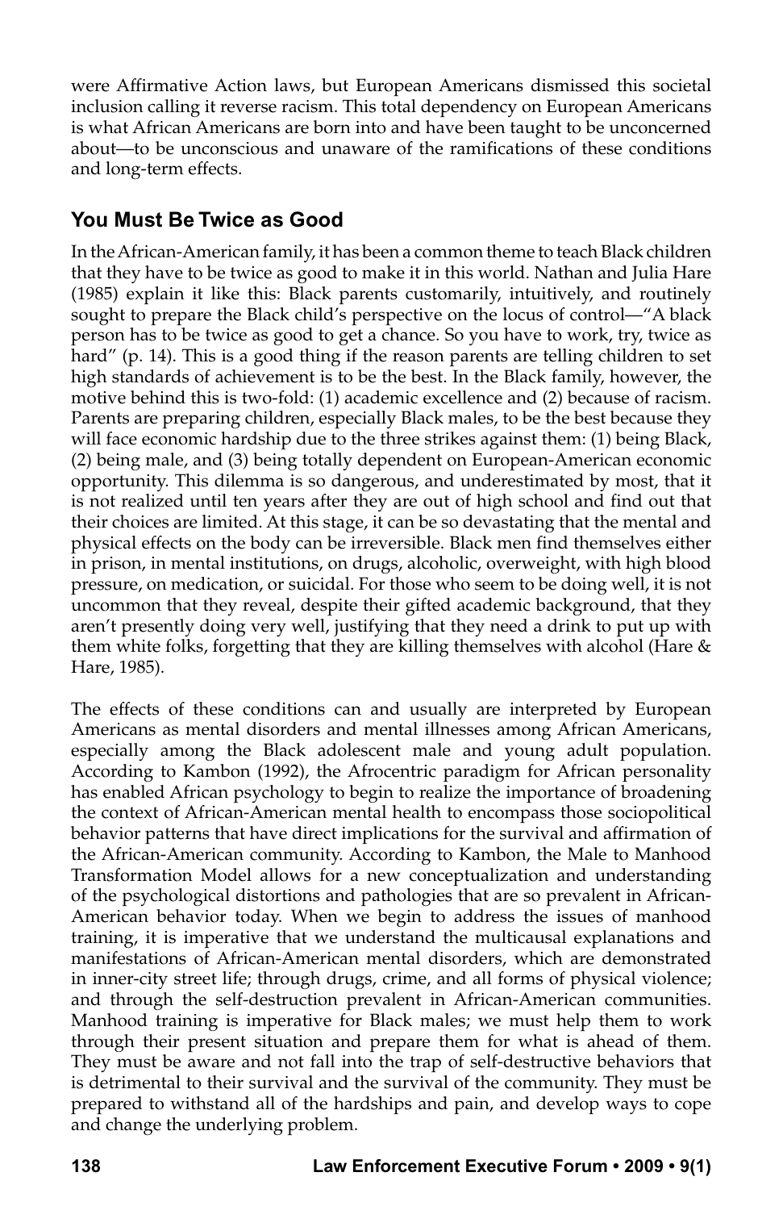were Affirmative Action laws, but European Americans dismissed this societal inclusion calling it reverse racism. This total dependency on European Americans is what African Americans are born into and have been taught to be unconcerned about—to be unconscious and unaware of the ramifications of these conditions and long-term effects.

## You Must Be Twice as Good

In the African-American family, it has been a common theme to teach Black children that they have to be twice as good to make it in this world. Nathan and Julia Hare (1985) explain it like this: Black parents customarily, intuitively, and routinely sought to prepare the Black child's perspective on the locus of control—"A black person has to be twice as good to get a chance. So you have to work, try, twice as hard" (p. 14). This is a good thing if the reason parents are telling children to set high standards of achievement is to be the best. In the Black family, however, the motive behind this is two-fold: (1) academic excellence and (2) because of racism. Parents are preparing children, especially Black males, to be the best because they will face economic hardship due to the three strikes against them: (1) being Black, (2) being male, and (3) being totally dependent on European-American economic opportunity. This dilemma is so dangerous, and underestimated by most, that it is not realized until ten years after they are out of high school and find out that their choices are limited. At this stage, it can be so devastating that the mental and physical effects on the body can be irreversible. Black men find themselves either in prison, in mental institutions, on drugs, alcoholic, overweight, with high blood pressure, on medication, or suicidal. For those who seem to be doing well, it is not uncommon that they reveal, despite their gifted academic background, that they aren't presently doing very well, justifying that they need a drink to put up with them white folks, forgetting that they are killing themselves with alcohol (Hare & Hare, 1985).

The effects of these conditions can and usually are interpreted by European Americans as mental disorders and mental illnesses among African Americans, especially among the Black adolescent male and young adult population. According to Kambon (1992), the Afrocentric paradigm for African personality has enabled African psychology to begin to realize the importance of broadening the context of African-American mental health to encompass those sociopolitical behavior patterns that have direct implications for the survival and affirmation of the African-American community. According to Kambon, the Male to Manhood Transformation Model allows for a new conceptualization and understanding of the psychological distortions and pathologies that are so prevalent in African-American behavior today. When we begin to address the issues of manhood training, it is imperative that we understand the multicausal explanations and manifestations of African-American mental disorders, which are demonstrated in inner-city street life; through drugs, crime, and all forms of physical violence; and through the self-destruction prevalent in African-American communities. Manhood training is imperative for Black males; we must help them to work through their present situation and prepare them for what is ahead of them. They must be aware and not fall into the trap of self-destructive behaviors that is detrimental to their survival and the survival of the community. They must be prepared to withstand all of the hardships and pain, and develop ways to cope and change the underlying problem.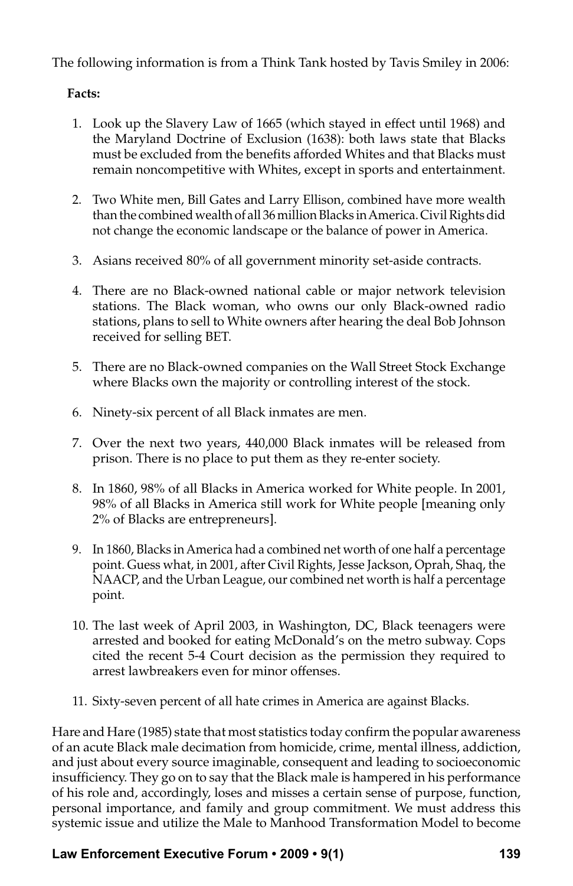The following information is from a Think Tank hosted by Tavis Smiley in 2006:

**Facts:**

1. Look up the Slavery Law of 1665 (which stayed in effect until 1968) and the Maryland Doctrine of Exclusion (1638): both laws state that Blacks must be excluded from the benefits afforded Whites and that Blacks must remain noncompetitive with Whites, except in sports and entertainment.

2. Two White men, Bill Gates and Larry Ellison, combined have more wealth than the combined wealth of all 36 million Blacks in America. Civil Rights did not change the economic landscape or the balance of power in America.

3. Asians received 80% of all government minority set-aside contracts.

4. There are no Black-owned national cable or major network television stations. The Black woman, who owns our only Black-owned radio stations, plans to sell to White owners after hearing the deal Bob Johnson received for selling BET.

5. There are no Black-owned companies on the Wall Street Stock Exchange where Blacks own the majority or controlling interest of the stock.

6. Ninety-six percent of all Black inmates are men.

7. Over the next two years, 440,000 Black inmates will be released from prison. There is no place to put them as they re-enter society.

8. In 1860, 98% of all Blacks in America worked for White people. In 2001, 98% of all Blacks in America still work for White people [meaning only 2% of Blacks are entrepreneurs].

9. In 1860, Blacks in America had a combined net worth of one half a percentage point. Guess what, in 2001, after Civil Rights, Jesse Jackson, Oprah, Shaq, the NAACP, and the Urban League, our combined net worth is half a percentage point.

10. The last week of April 2003, in Washington, DC, Black teenagers were arrested and booked for eating McDonald's on the metro subway. Cops cited the recent 5-4 Court decision as the permission they required to arrest lawbreakers even for minor offenses.

11. Sixty-seven percent of all hate crimes in America are against Blacks.

Hare and Hare (1985) state that most statistics today confirm the popular awareness of an acute Black male decimation from homicide, crime, mental illness, addiction, and just about every source imaginable, consequent and leading to socioeconomic insufficiency. They go on to say that the Black male is hampered in his performance of his role and, accordingly, loses and misses a certain sense of purpose, function, personal importance, and family and group commitment. We must address this systemic issue and utilize the Male to Manhood Transformation Model to become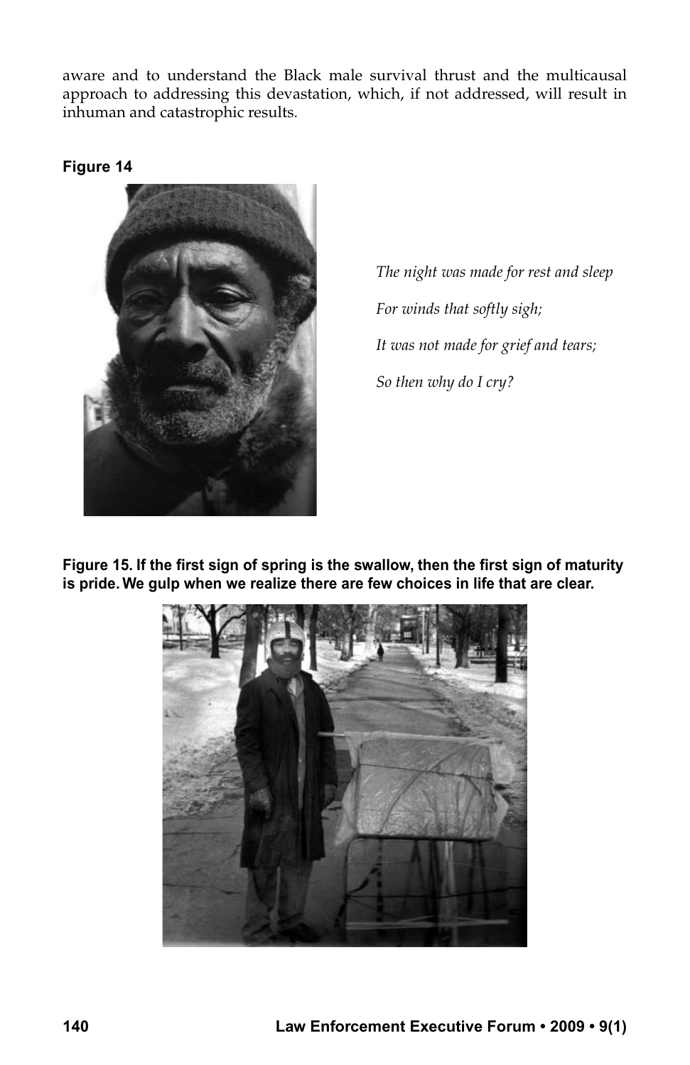aware and to understand the Black male survival thrust and the multicausal approach to addressing this devastation, which, if not addressed, will result in inhuman and catastrophic results.

**Figure 14**

*The night was made for rest and sleep*

*For winds that softly sigh;*

*It was not made for grief and tears;*

*So then why do I cry?*

**Figure 15. If the first sign of spring is the swallow, then the first sign of maturity is pride. We gulp when we realize there are few choices in life that are clear.**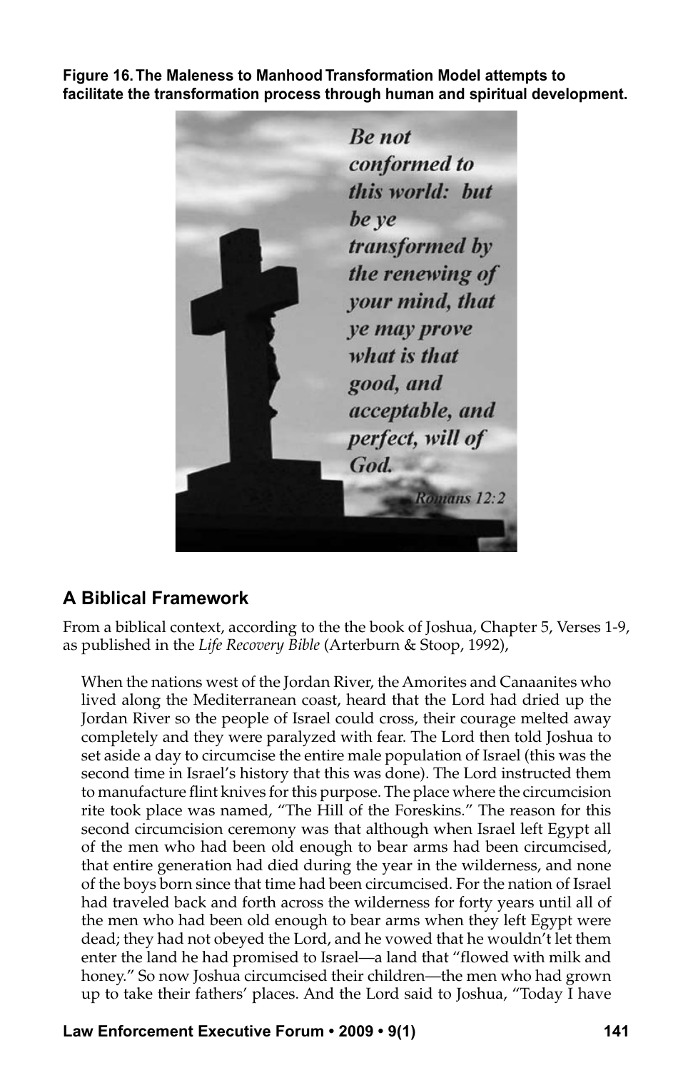**Figure 16. The Maleness to Manhood Transformation Model attempts to facilitate the transformation process through human and spiritual development.**

*Be not conformed to this world: but be ye transformed by the renewing of your mind, that ye may prove what is that good, and acceptable, and perfect, will of God.*

*Romans 12:2*

## A Biblical Framework

From a biblical context, according to the the book of Joshua, Chapter 5, Verses 1-9, as published in the *Life Recovery Bible* (Arterburn & Stoop, 1992),

> When the nations west of the Jordan River, the Amorites and Canaanites who lived along the Mediterranean coast, heard that the Lord had dried up the Jordan River so the people of Israel could cross, their courage melted away completely and they were paralyzed with fear. The Lord then told Joshua to set aside a day to circumcise the entire male population of Israel (this was the second time in Israel's history that this was done). The Lord instructed them to manufacture flint knives for this purpose. The place where the circumcision rite took place was named, "The Hill of the Foreskins." The reason for this second circumcision ceremony was that although when Israel left Egypt all of the men who had been old enough to bear arms had been circumcised, that entire generation had died during the year in the wilderness, and none of the boys born since that time had been circumcised. For the nation of Israel had traveled back and forth across the wilderness for forty years until all of the men who had been old enough to bear arms when they left Egypt were dead; they had not obeyed the Lord, and he vowed that he wouldn't let them enter the land he had promised to Israel—a land that "flowed with milk and honey." So now Joshua circumcised their children—the men who had grown up to take their fathers' places. And the Lord said to Joshua, "Today I have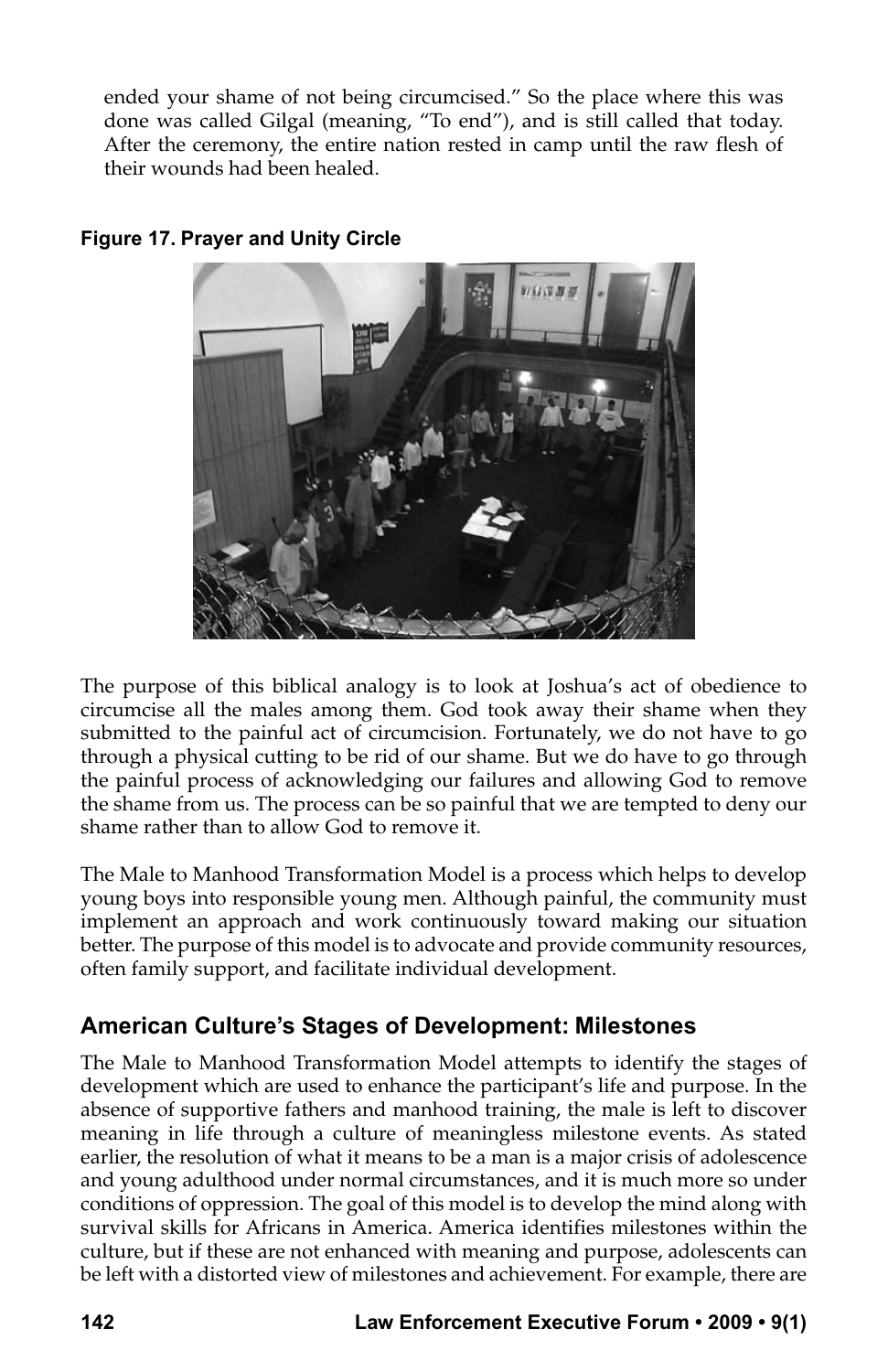ended your shame of not being circumcised." So the place where this was done was called Gilgal (meaning, "To end"), and is still called that today. After the ceremony, the entire nation rested in camp until the raw flesh of their wounds had been healed.

**Figure 17. Prayer and Unity Circle**

The purpose of this biblical analogy is to look at Joshua's act of obedience to circumcise all the males among them. God took away their shame when they submitted to the painful act of circumcision. Fortunately, we do not have to go through a physical cutting to be rid of our shame. But we do have to go through the painful process of acknowledging our failures and allowing God to remove the shame from us. The process can be so painful that we are tempted to deny our shame rather than to allow God to remove it.

The Male to Manhood Transformation Model is a process which helps to develop young boys into responsible young men. Although painful, the community must implement an approach and work continuously toward making our situation better. The purpose of this model is to advocate and provide community resources, often family support, and facilitate individual development.

## American Culture's Stages of Development: Milestones

The Male to Manhood Transformation Model attempts to identify the stages of development which are used to enhance the participant's life and purpose. In the absence of supportive fathers and manhood training, the male is left to discover meaning in life through a culture of meaningless milestone events. As stated earlier, the resolution of what it means to be a man is a major crisis of adolescence and young adulthood under normal circumstances, and it is much more so under conditions of oppression. The goal of this model is to develop the mind along with survival skills for Africans in America. America identifies milestones within the culture, but if these are not enhanced with meaning and purpose, adolescents can be left with a distorted view of milestones and achievement. For example, there are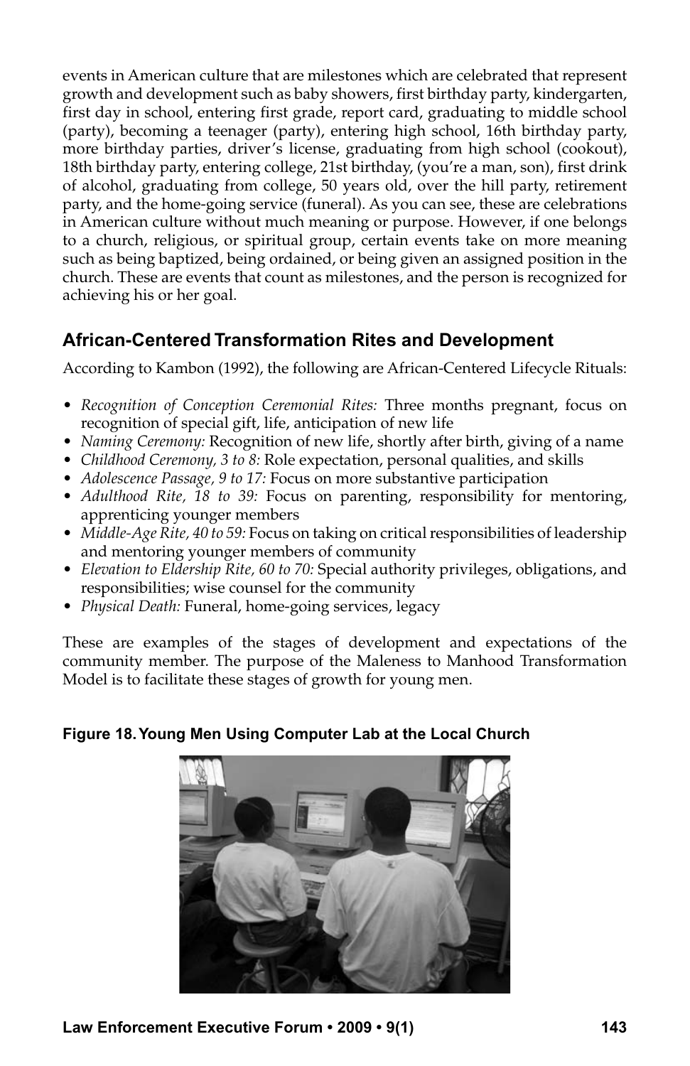events in American culture that are milestones which are celebrated that represent growth and development such as baby showers, first birthday party, kindergarten, first day in school, entering first grade, report card, graduating to middle school (party), becoming a teenager (party), entering high school, 16th birthday party, more birthday parties, driver's license, graduating from high school (cookout), 18th birthday party, entering college, 21st birthday, (you're a man, son), first drink of alcohol, graduating from college, 50 years old, over the hill party, retirement party, and the home-going service (funeral). As you can see, these are celebrations in American culture without much meaning or purpose. However, if one belongs to a church, religious, or spiritual group, certain events take on more meaning such as being baptized, being ordained, or being given an assigned position in the church. These are events that count as milestones, and the person is recognized for achieving his or her goal.

## African-Centered Transformation Rites and Development

According to Kambon (1992), the following are African-Centered Lifecycle Rituals:

- *Recognition of Conception Ceremonial Rites:* Three months pregnant, focus on recognition of special gift, life, anticipation of new life
- *Naming Ceremony:* Recognition of new life, shortly after birth, giving of a name
- *Childhood Ceremony, 3 to 8:* Role expectation, personal qualities, and skills
- *Adolescence Passage, 9 to 17:* Focus on more substantive participation
- *Adulthood Rite, 18 to 39:* Focus on parenting, responsibility for mentoring, apprenticing younger members
- *Middle-Age Rite, 40 to 59:* Focus on taking on critical responsibilities of leadership and mentoring younger members of community
- *Elevation to Eldership Rite, 60 to 70:* Special authority privileges, obligations, and responsibilities; wise counsel for the community
- *Physical Death:* Funeral, home-going services, legacy

These are examples of the stages of development and expectations of the community member. The purpose of the Maleness to Manhood Transformation Model is to facilitate these stages of growth for young men.

**Figure 18. Young Men Using Computer Lab at the Local Church**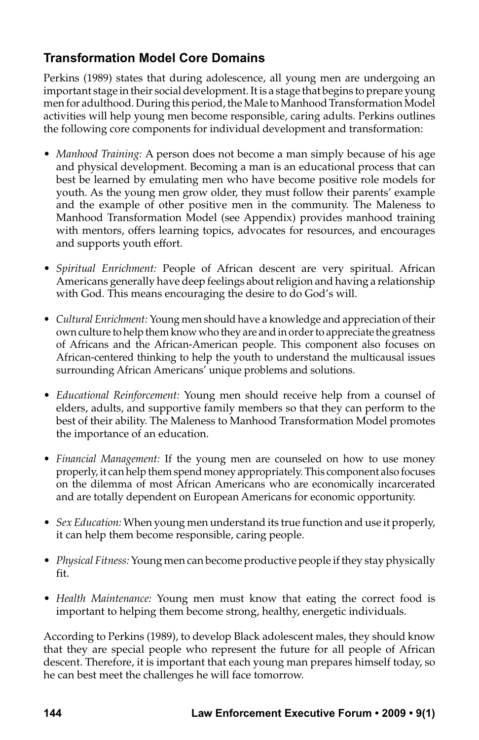## Transformation Model Core Domains

Perkins (1989) states that during adolescence, all young men are undergoing an important stage in their social development. It is a stage that begins to prepare young men for adulthood. During this period, the Male to Manhood Transformation Model activities will help young men become responsible, caring adults. Perkins outlines the following core components for individual development and transformation:

- *Manhood Training:* A person does not become a man simply because of his age and physical development. Becoming a man is an educational process that can best be learned by emulating men who have become positive role models for youth. As the young men grow older, they must follow their parents' example and the example of other positive men in the community. The Maleness to Manhood Transformation Model (see Appendix) provides manhood training with mentors, offers learning topics, advocates for resources, and encourages and supports youth effort.

- *Spiritual Enrichment:* People of African descent are very spiritual. African Americans generally have deep feelings about religion and having a relationship with God. This means encouraging the desire to do God's will.

- *Cultural Enrichment:* Young men should have a knowledge and appreciation of their own culture to help them know who they are and in order to appreciate the greatness of Africans and the African-American people. This component also focuses on African-centered thinking to help the youth to understand the multicausal issues surrounding African Americans' unique problems and solutions.

- *Educational Reinforcement:* Young men should receive help from a counsel of elders, adults, and supportive family members so that they can perform to the best of their ability. The Maleness to Manhood Transformation Model promotes the importance of an education.

- *Financial Management:* If the young men are counseled on how to use money properly, it can help them spend money appropriately. This component also focuses on the dilemma of most African Americans who are economically incarcerated and are totally dependent on European Americans for economic opportunity.

- *Sex Education:* When young men understand its true function and use it properly, it can help them become responsible, caring people.

- *Physical Fitness:* Young men can become productive people if they stay physically fit.

- *Health Maintenance:* Young men must know that eating the correct food is important to helping them become strong, healthy, energetic individuals.

According to Perkins (1989), to develop Black adolescent males, they should know that they are special people who represent the future for all people of African descent. Therefore, it is important that each young man prepares himself today, so he can best meet the challenges he will face tomorrow.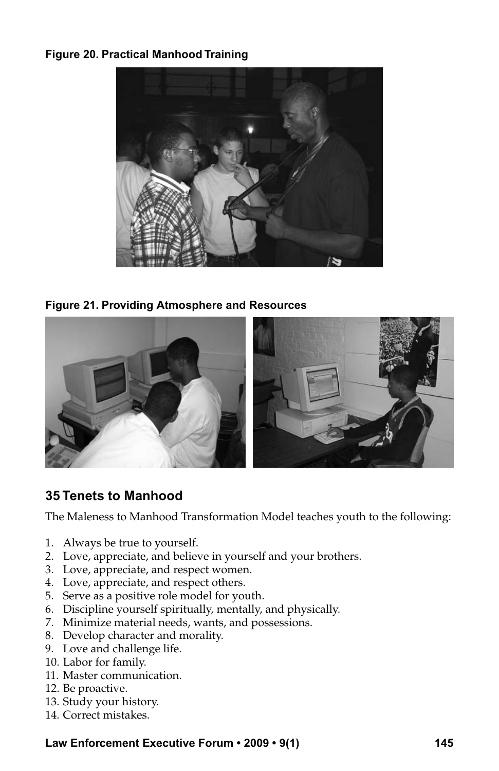**Figure 20. Practical Manhood Training**

**Figure 21. Providing Atmosphere and Resources**

## 35 Tenets to Manhood

The Maleness to Manhood Transformation Model teaches youth to the following:

1. Always be true to yourself.
2. Love, appreciate, and believe in yourself and your brothers.
3. Love, appreciate, and respect women.
4. Love, appreciate, and respect others.
5. Serve as a positive role model for youth.
6. Discipline yourself spiritually, mentally, and physically.
7. Minimize material needs, wants, and possessions.
8. Develop character and morality.
9. Love and challenge life.
10. Labor for family.
11. Master communication.
12. Be proactive.
13. Study your history.
14. Correct mistakes.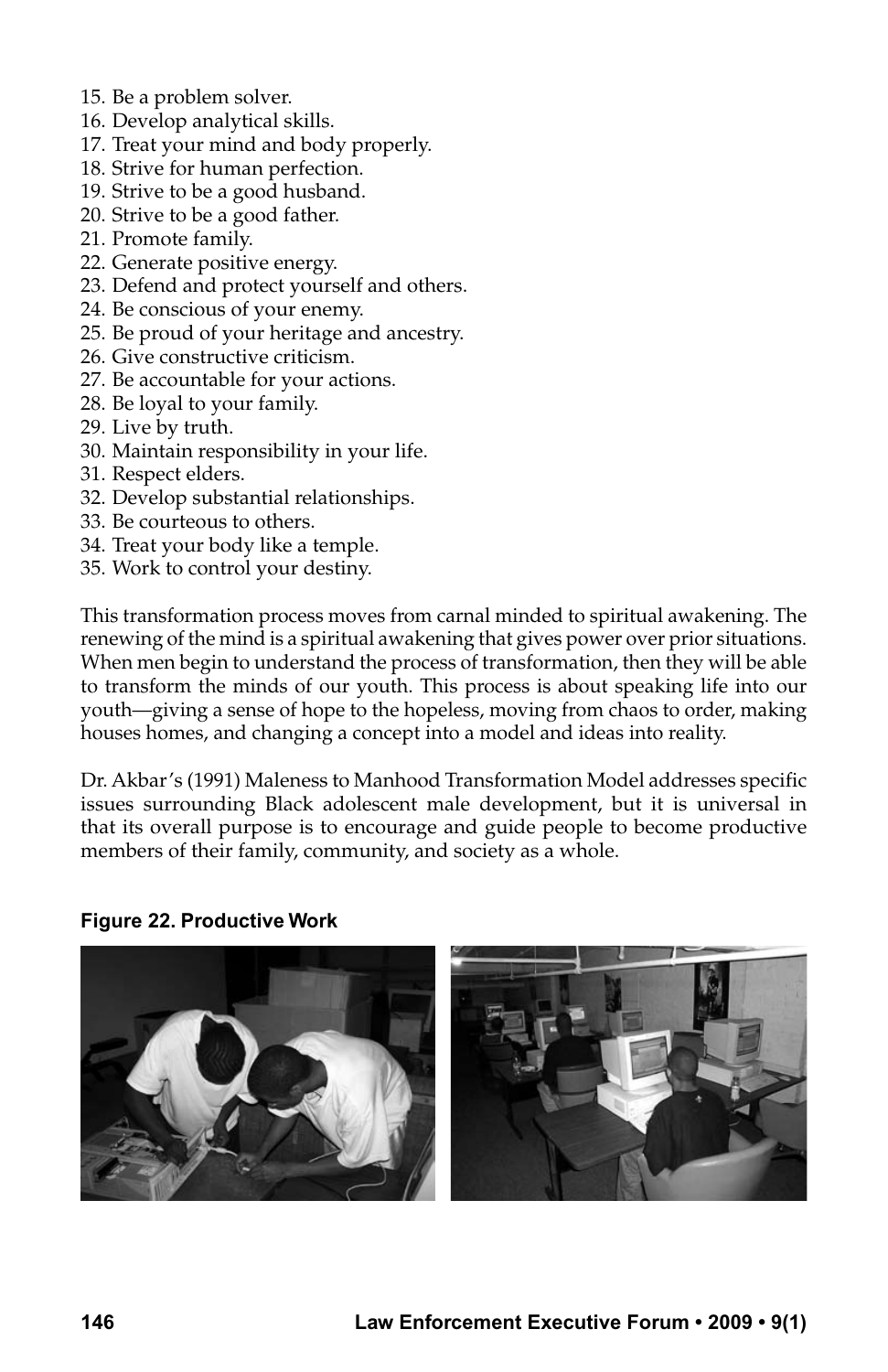15. Be a problem solver.
16. Develop analytical skills.
17. Treat your mind and body properly.
18. Strive for human perfection.
19. Strive to be a good husband.
20. Strive to be a good father.
21. Promote family.
22. Generate positive energy.
23. Defend and protect yourself and others.
24. Be conscious of your enemy.
25. Be proud of your heritage and ancestry.
26. Give constructive criticism.
27. Be accountable for your actions.
28. Be loyal to your family.
29. Live by truth.
30. Maintain responsibility in your life.
31. Respect elders.
32. Develop substantial relationships.
33. Be courteous to others.
34. Treat your body like a temple.
35. Work to control your destiny.

This transformation process moves from carnal minded to spiritual awakening. The renewing of the mind is a spiritual awakening that gives power over prior situations. When men begin to understand the process of transformation, then they will be able to transform the minds of our youth. This process is about speaking life into our youth—giving a sense of hope to the hopeless, moving from chaos to order, making houses homes, and changing a concept into a model and ideas into reality.

Dr. Akbar's (1991) Maleness to Manhood Transformation Model addresses specific issues surrounding Black adolescent male development, but it is universal in that its overall purpose is to encourage and guide people to become productive members of their family, community, and society as a whole.

**Figure 22. Productive Work**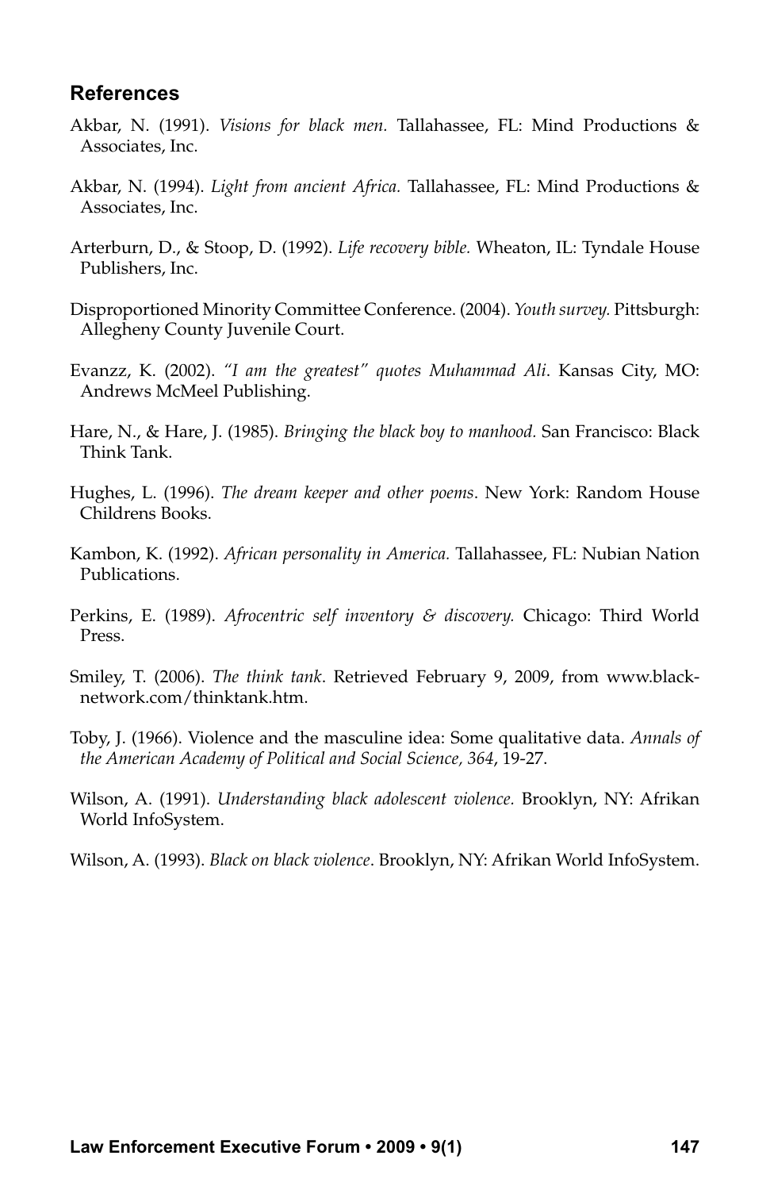## References

Akbar, N. (1991). *Visions for black men.* Tallahassee, FL: Mind Productions & Associates, Inc.

Akbar, N. (1994). *Light from ancient Africa.* Tallahassee, FL: Mind Productions & Associates, Inc.

Arterburn, D., & Stoop, D. (1992). *Life recovery bible.* Wheaton, IL: Tyndale House Publishers, Inc.

Disproportioned Minority Committee Conference. (2004). *Youth survey.* Pittsburgh: Allegheny County Juvenile Court.

Evanzz, K. (2002). *"I am the greatest" quotes Muhammad Ali*. Kansas City, MO: Andrews McMeel Publishing.

Hare, N., & Hare, J. (1985). *Bringing the black boy to manhood.* San Francisco: Black Think Tank.

Hughes, L. (1996). *The dream keeper and other poems*. New York: Random House Childrens Books.

Kambon, K. (1992). *African personality in America.* Tallahassee, FL: Nubian Nation Publications.

Perkins, E. (1989). *Afrocentric self inventory & discovery.* Chicago: Third World Press.

Smiley, T. (2006). *The think tank*. Retrieved February 9, 2009, from www.black-network.com/thinktank.htm.

Toby, J. (1966). Violence and the masculine idea: Some qualitative data. *Annals of the American Academy of Political and Social Science, 364*, 19-27.

Wilson, A. (1991). *Understanding black adolescent violence.* Brooklyn, NY: Afrikan World InfoSystem.

Wilson, A. (1993). *Black on black violence*. Brooklyn, NY: Afrikan World InfoSystem.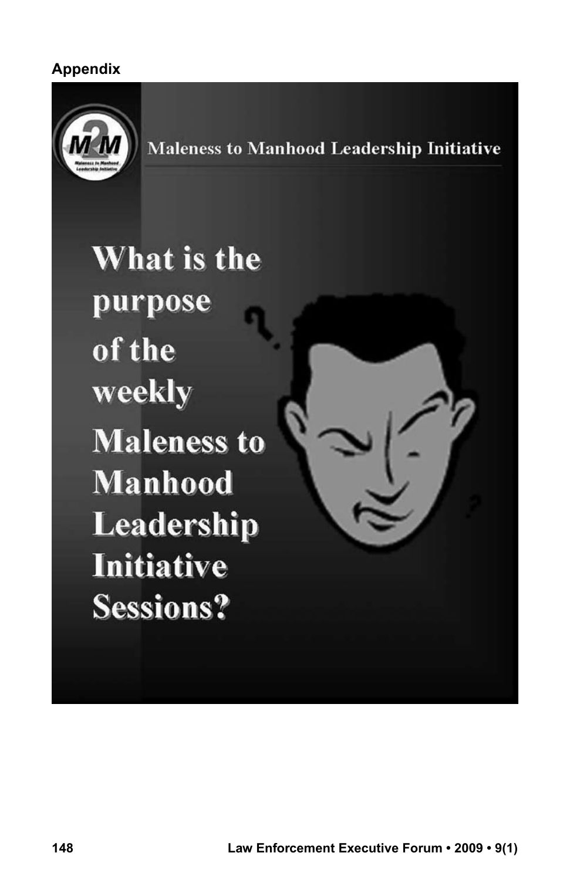**Appendix**

Maleness to Manhood Leadership Initiative

What is the purpose of the weekly Maleness to Manhood Leadership Initiative Sessions?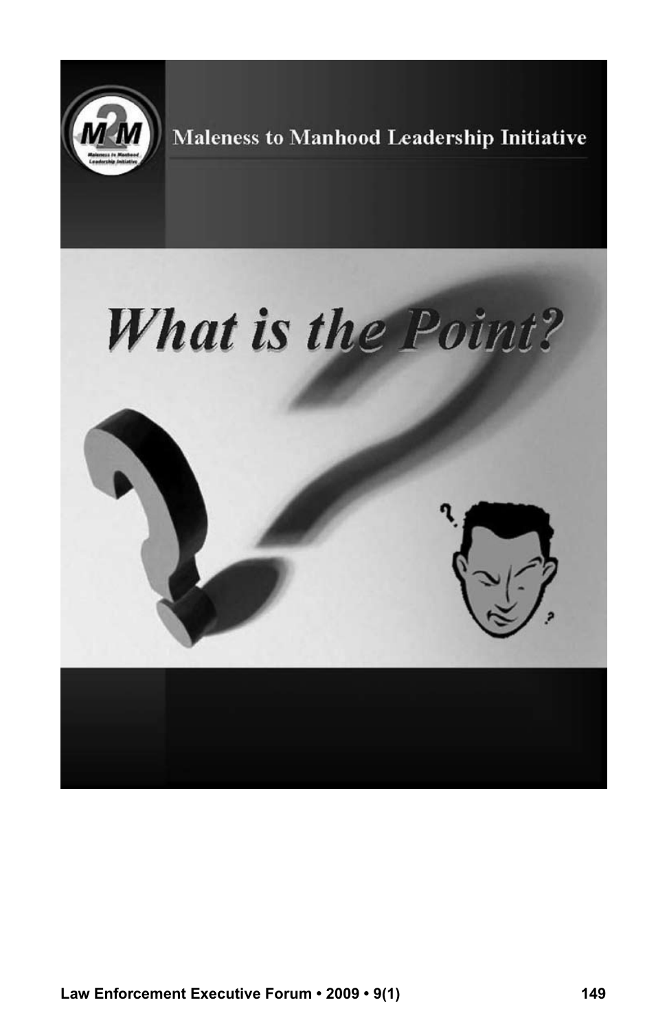Maleness to Manhood Leadership Initiative

# What is the Point?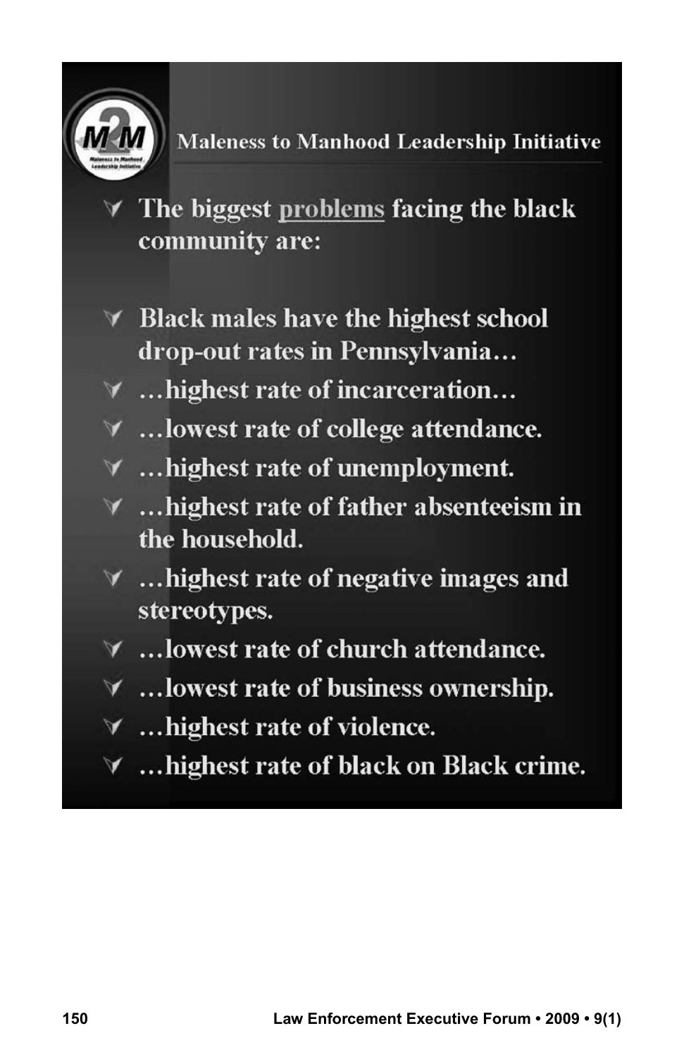Maleness to Manhood Leadership Initiative

- The biggest problems facing the black community are:

- Black males have the highest school drop-out rates in Pennsylvania…
- …highest rate of incarceration…
- …lowest rate of college attendance.
- …highest rate of unemployment.
- …highest rate of father absenteeism in the household.
- …highest rate of negative images and stereotypes.
- …lowest rate of church attendance.
- …lowest rate of business ownership.
- …highest rate of violence.
- …highest rate of black on Black crime.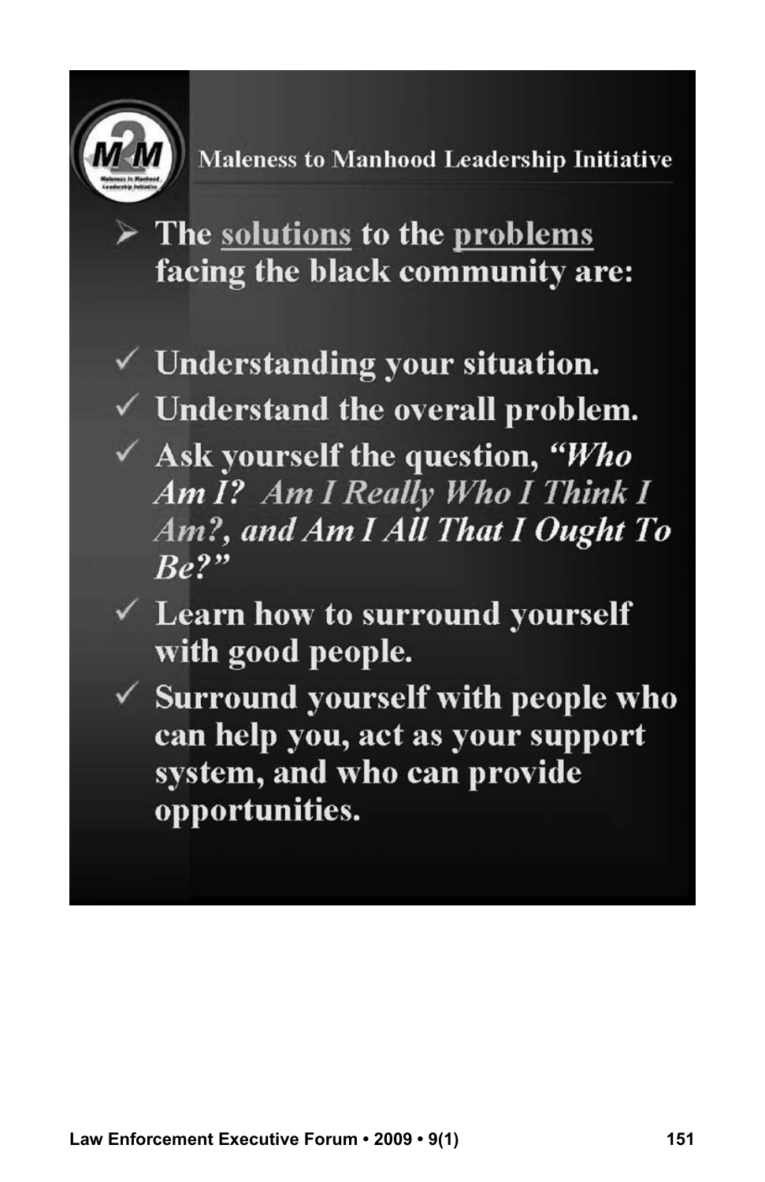Maleness to Manhood Leadership Initiative

- The <u>solutions</u> to the <u>problems</u> facing the black community are:

- ✓ Understanding your situation.
- ✓ Understand the overall problem.
- ✓ Ask yourself the question, *"Who Am I? Am I Really Who I Think I Am?, and Am I All That I Ought To Be?"*
- ✓ Learn how to surround yourself with good people.
- ✓ Surround yourself with people who can help you, act as your support system, and who can provide opportunities.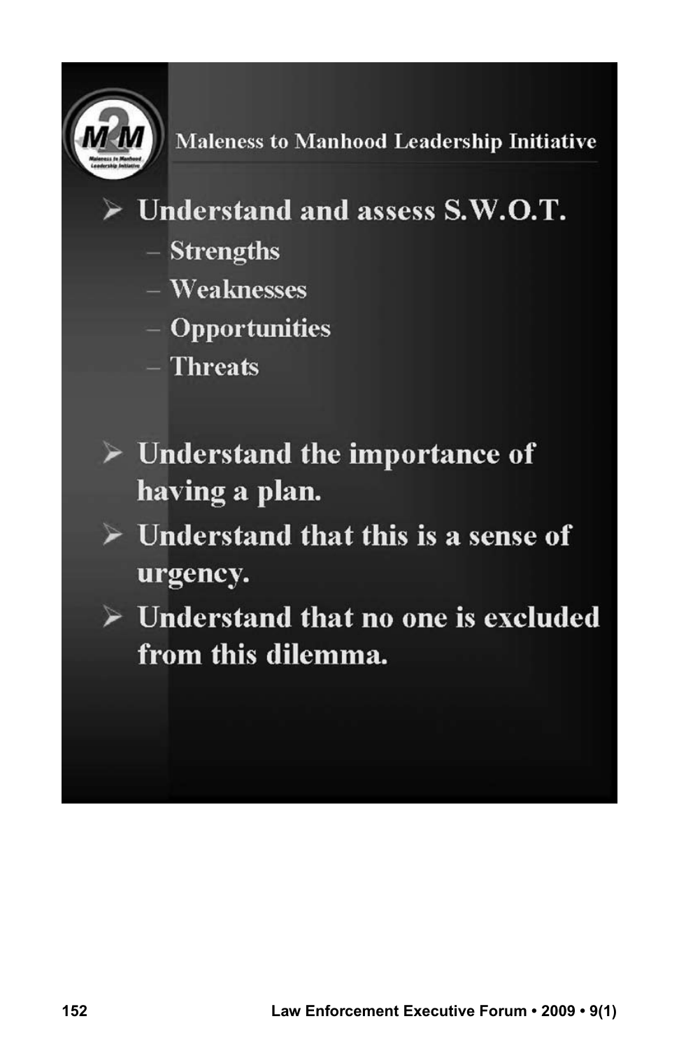Maleness to Manhood Leadership Initiative

- Understand and assess S.W.O.T.
  - Strengths
  - Weaknesses
  - Opportunities
  - Threats

- Understand the importance of having a plan.
- Understand that this is a sense of urgency.
- Understand that no one is excluded from this dilemma.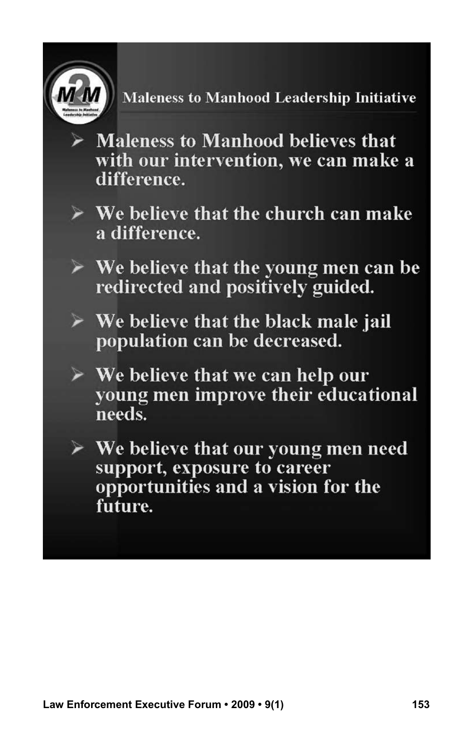## Maleness to Manhood Leadership Initiative

- Maleness to Manhood believes that with our intervention, we can make a difference.
- We believe that the church can make a difference.
- We believe that the young men can be redirected and positively guided.
- We believe that the black male jail population can be decreased.
- We believe that we can help our young men improve their educational needs.
- We believe that our young men need support, exposure to career opportunities and a vision for the future.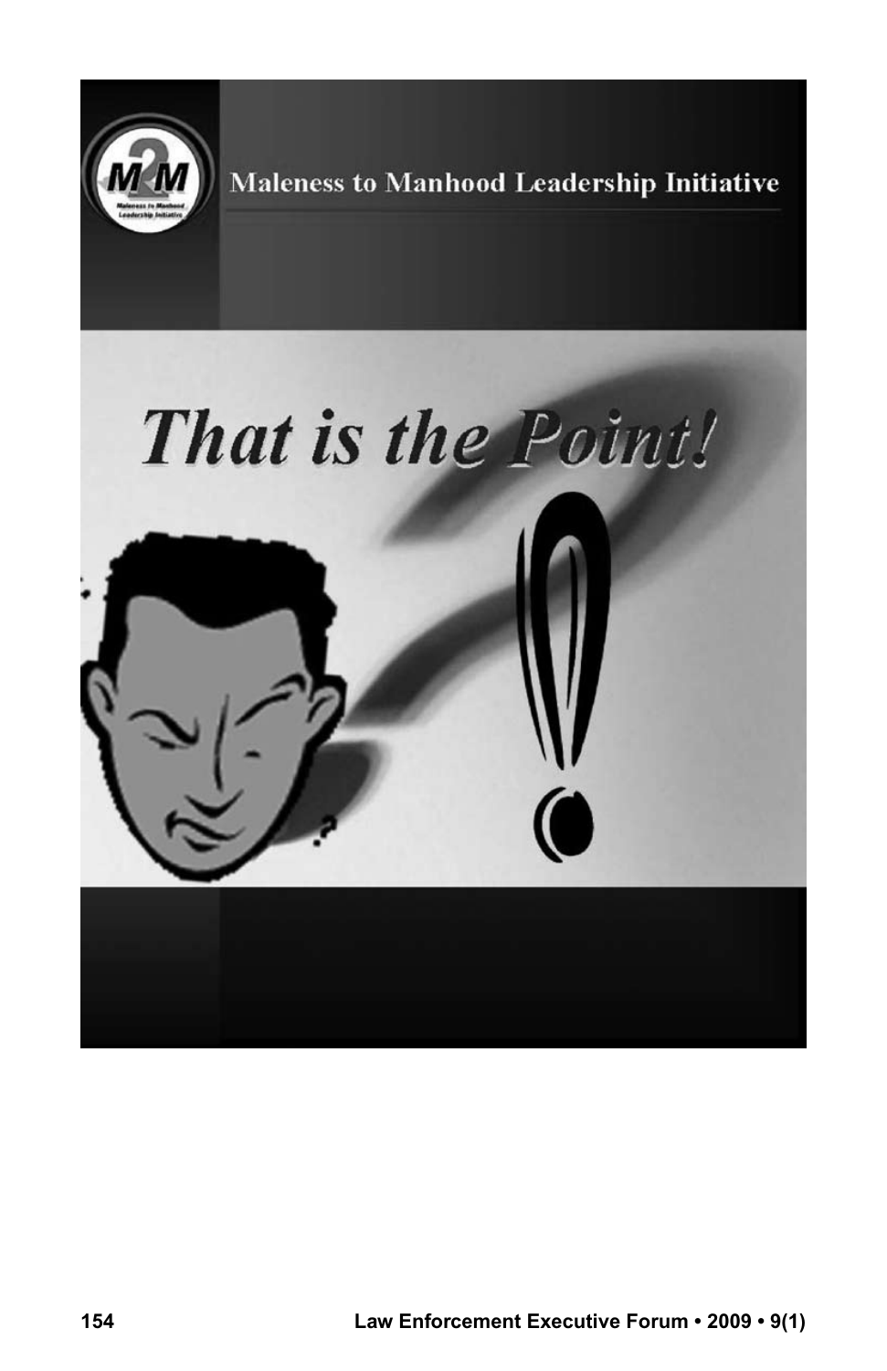Maleness to Manhood Leadership Initiative

*That is the Point!*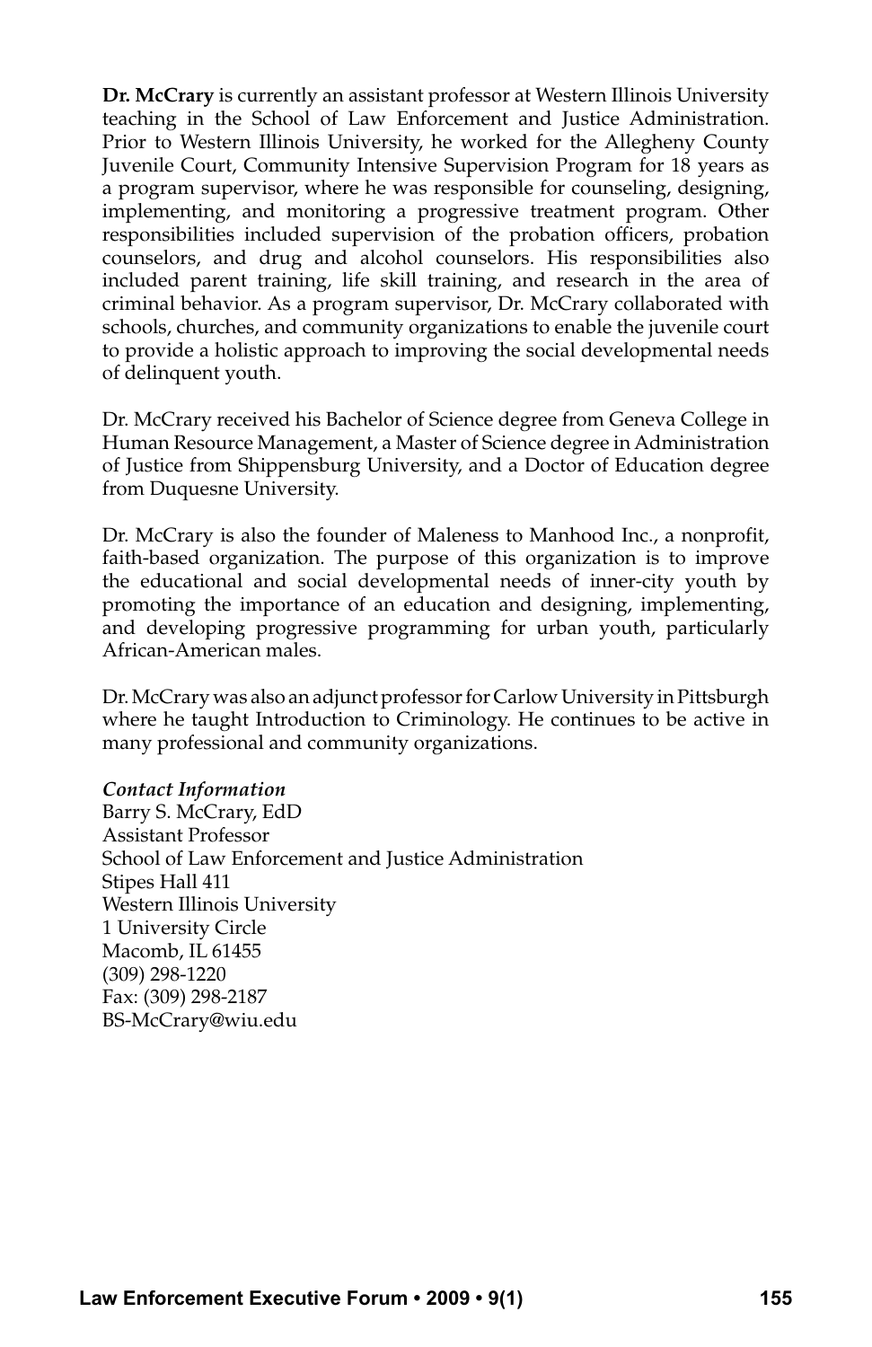**Dr. McCrary** is currently an assistant professor at Western Illinois University teaching in the School of Law Enforcement and Justice Administration. Prior to Western Illinois University, he worked for the Allegheny County Juvenile Court, Community Intensive Supervision Program for 18 years as a program supervisor, where he was responsible for counseling, designing, implementing, and monitoring a progressive treatment program. Other responsibilities included supervision of the probation officers, probation counselors, and drug and alcohol counselors. His responsibilities also included parent training, life skill training, and research in the area of criminal behavior. As a program supervisor, Dr. McCrary collaborated with schools, churches, and community organizations to enable the juvenile court to provide a holistic approach to improving the social developmental needs of delinquent youth.

Dr. McCrary received his Bachelor of Science degree from Geneva College in Human Resource Management, a Master of Science degree in Administration of Justice from Shippensburg University, and a Doctor of Education degree from Duquesne University.

Dr. McCrary is also the founder of Maleness to Manhood Inc., a nonprofit, faith-based organization. The purpose of this organization is to improve the educational and social developmental needs of inner-city youth by promoting the importance of an education and designing, implementing, and developing progressive programming for urban youth, particularly African-American males.

Dr. McCrary was also an adjunct professor for Carlow University in Pittsburgh where he taught Introduction to Criminology. He continues to be active in many professional and community organizations.

***Contact Information***
Barry S. McCrary, EdD
Assistant Professor
School of Law Enforcement and Justice Administration
Stipes Hall 411
Western Illinois University
1 University Circle
Macomb, IL 61455
(309) 298-1220
Fax: (309) 298-2187
BS-McCrary@wiu.edu